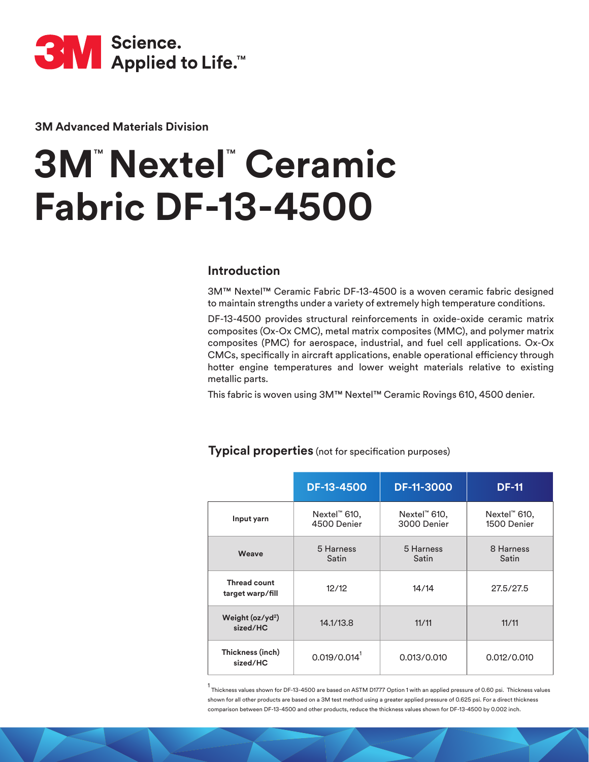3M Science. Applied to Life.™

**3M Advanced Materials Division**

# 3M™ Nextel™ Ceramic Fabric DF-13-4500

## Introduction

3M™ Nextel™ Ceramic Fabric DF-13-4500 is a woven ceramic fabric designed to maintain strengths under a variety of extremely high temperature conditions.

DF-13-4500 provides structural reinforcements in oxide-oxide ceramic matrix composites (Ox-Ox CMC), metal matrix composites (MMC), and polymer matrix composites (PMC) for aerospace, industrial, and fuel cell applications. Ox-Ox CMCs, specifically in aircraft applications, enable operational efficiency through hotter engine temperatures and lower weight materials relative to existing metallic parts.

This fabric is woven using 3M™ Nextel™ Ceramic Rovings 610, 4500 denier.

## Typical properties (not for specification purposes)

| | DF-13-4500 | DF-11-3000 | DF-11 |
|---|---|---|---|
| **Input yarn** | Nextel™ 610, 4500 Denier | Nextel™ 610, 3000 Denier | Nextel™ 610, 1500 Denier |
| **Weave** | 5 Harness Satin | 5 Harness Satin | 8 Harness Satin |
| **Thread count target warp/fill** | 12/12 | 14/14 | 27.5/27.5 |
| **Weight (oz/yd²) sized/HC** | 14.1/13.8 | 11/11 | 11/11 |
| **Thickness (inch) sized/HC** | 0.019/0.014[1] | 0.013/0.010 | 0.012/0.010 |

[1] Thickness values shown for DF-13-4500 are based on ASTM D1777 Option 1 with an applied pressure of 0.60 psi. Thickness values shown for all other products are based on a 3M test method using a greater applied pressure of 0.625 psi. For a direct thickness comparison between DF-13-4500 and other products, reduce the thickness values shown for DF-13-4500 by 0.002 inch.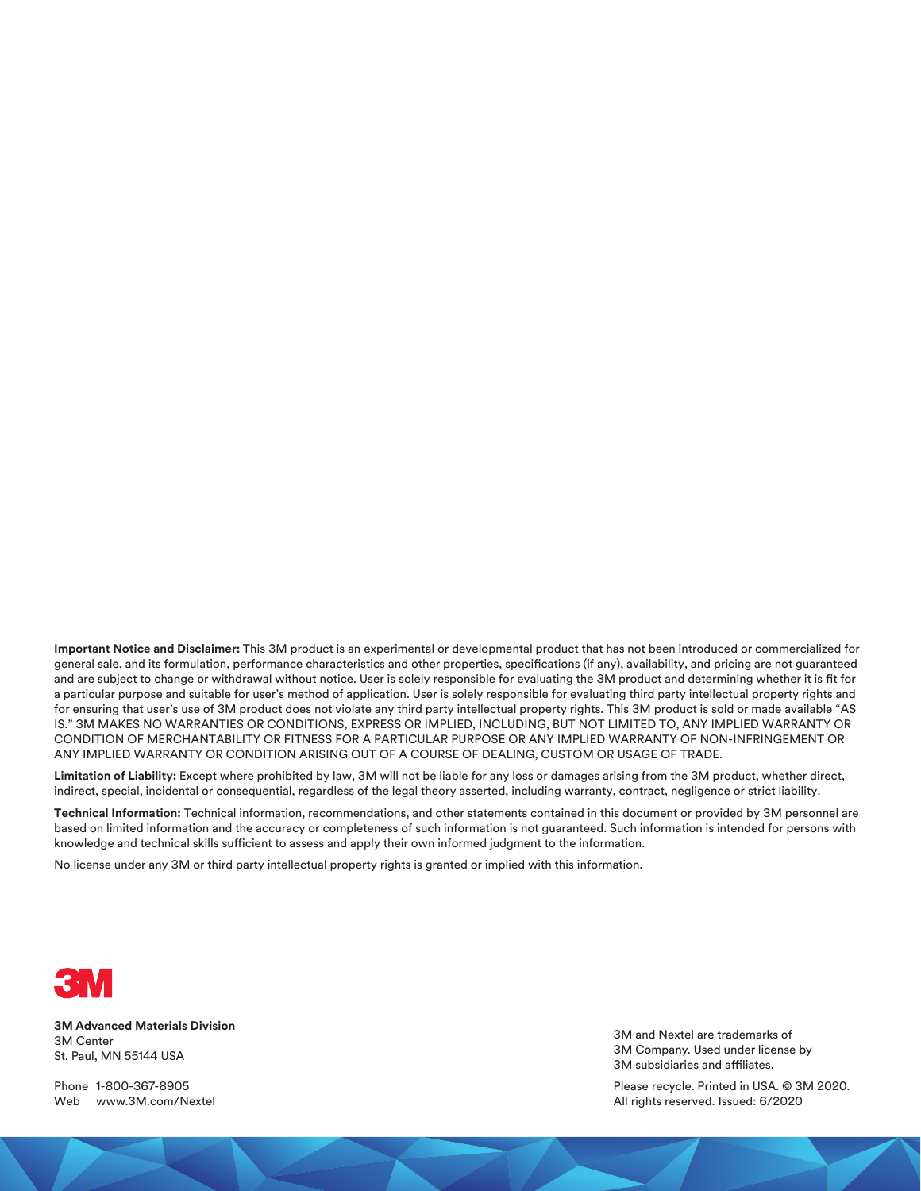**Important Notice and Disclaimer:** This 3M product is an experimental or developmental product that has not been introduced or commercialized for general sale, and its formulation, performance characteristics and other properties, specifications (if any), availability, and pricing are not guaranteed and are subject to change or withdrawal without notice. User is solely responsible for evaluating the 3M product and determining whether it is fit for a particular purpose and suitable for user's method of application. User is solely responsible for evaluating third party intellectual property rights and for ensuring that user's use of 3M product does not violate any third party intellectual property rights. This 3M product is sold or made available "AS IS." 3M MAKES NO WARRANTIES OR CONDITIONS, EXPRESS OR IMPLIED, INCLUDING, BUT NOT LIMITED TO, ANY IMPLIED WARRANTY OR CONDITION OF MERCHANTABILITY OR FITNESS FOR A PARTICULAR PURPOSE OR ANY IMPLIED WARRANTY OF NON-INFRINGEMENT OR ANY IMPLIED WARRANTY OR CONDITION ARISING OUT OF A COURSE OF DEALING, CUSTOM OR USAGE OF TRADE.

**Limitation of Liability:** Except where prohibited by law, 3M will not be liable for any loss or damages arising from the 3M product, whether direct, indirect, special, incidental or consequential, regardless of the legal theory asserted, including warranty, contract, negligence or strict liability.

**Technical Information:** Technical information, recommendations, and other statements contained in this document or provided by 3M personnel are based on limited information and the accuracy or completeness of such information is not guaranteed. Such information is intended for persons with knowledge and technical skills sufficient to assess and apply their own informed judgment to the information.

No license under any 3M or third party intellectual property rights is granted or implied with this information.

**3M Advanced Materials Division**
3M Center
St. Paul, MN 55144 USA

Phone 1-800-367-8905
Web www.3M.com/Nextel

3M and Nextel are trademarks of 3M Company. Used under license by 3M subsidiaries and affiliates.

Please recycle. Printed in USA. © 3M 2020. All rights reserved. Issued: 6/2020